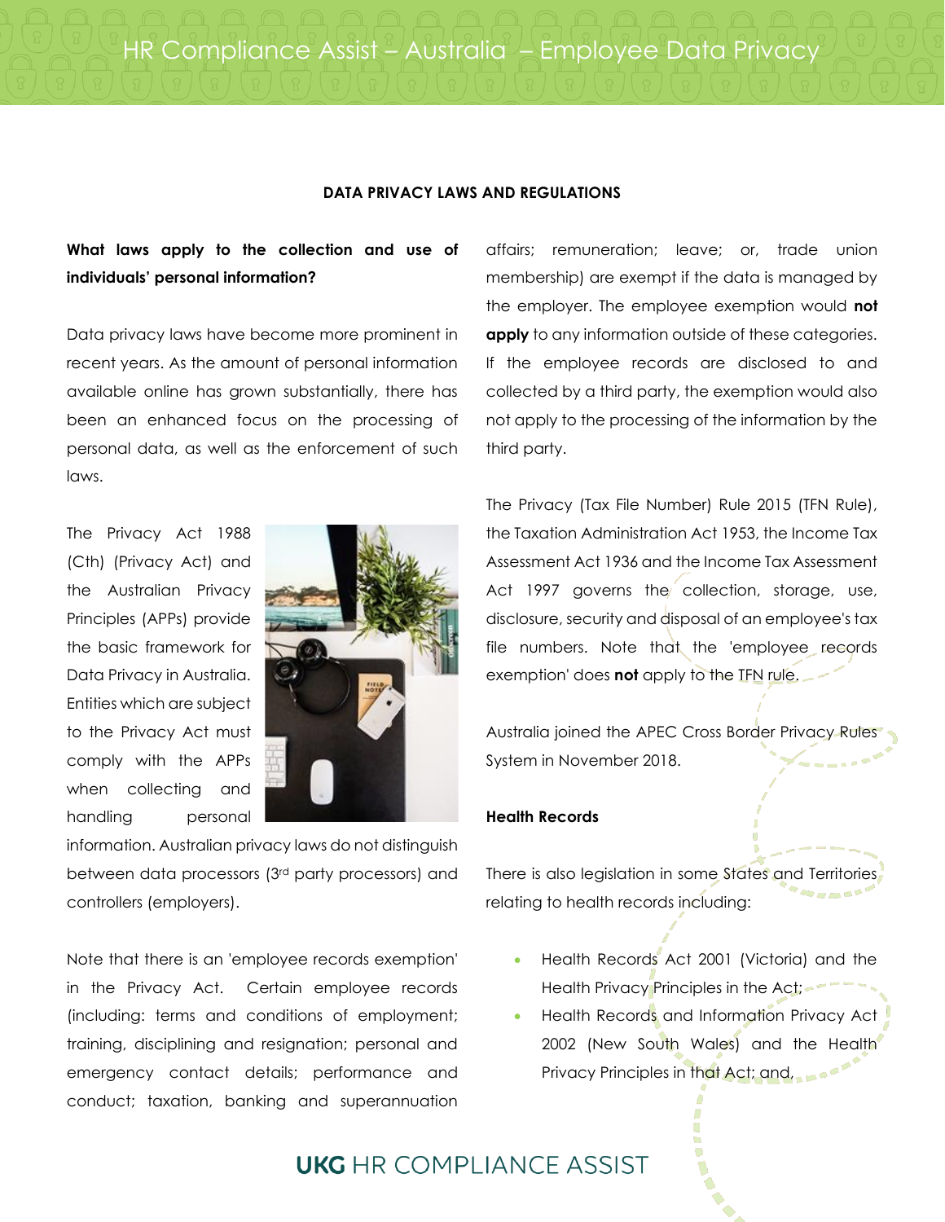# HR Compliance Assist – Australia – Employee Data Privacy

## DATA PRIVACY LAWS AND REGULATIONS

**What laws apply to the collection and use of individuals' personal information?**

Data privacy laws have become more prominent in recent years. As the amount of personal information available online has grown substantially, there has been an enhanced focus on the processing of personal data, as well as the enforcement of such laws.

The Privacy Act 1988 (Cth) (Privacy Act) and the Australian Privacy Principles (APPs) provide the basic framework for Data Privacy in Australia. Entities which are subject to the Privacy Act must comply with the APPs when collecting and handling personal information. Australian privacy laws do not distinguish between data processors (3rd party processors) and controllers (employers).

Note that there is an 'employee records exemption' in the Privacy Act. Certain employee records (including: terms and conditions of employment; training, disciplining and resignation; personal and emergency contact details; performance and conduct; taxation, banking and superannuation affairs; remuneration; leave; or, trade union membership) are exempt if the data is managed by the employer. The employee exemption would **not apply** to any information outside of these categories. If the employee records are disclosed to and collected by a third party, the exemption would also not apply to the processing of the information by the third party.

The Privacy (Tax File Number) Rule 2015 (TFN Rule), the Taxation Administration Act 1953, the Income Tax Assessment Act 1936 and the Income Tax Assessment Act 1997 governs the collection, storage, use, disclosure, security and disposal of an employee's tax file numbers. Note that the 'employee records exemption' does **not** apply to the TFN rule.

Australia joined the APEC Cross Border Privacy Rules System in November 2018.

**Health Records**

There is also legislation in some States and Territories relating to health records including:

- Health Records Act 2001 (Victoria) and the Health Privacy Principles in the Act;
- Health Records and Information Privacy Act 2002 (New South Wales) and the Health Privacy Principles in that Act; and,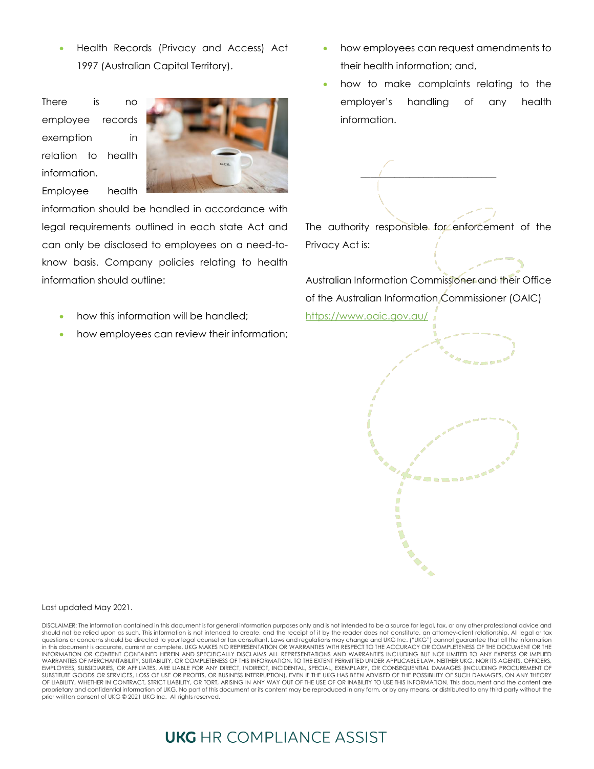- Health Records (Privacy and Access) Act 1997 (Australian Capital Territory).

There is no employee records exemption in relation to health information. Employee health information should be handled in accordance with legal requirements outlined in each state Act and can only be disclosed to employees on a need-to-know basis. Company policies relating to health information should outline:

- how this information will be handled;
- how employees can review their information;
- how employees can request amendments to their health information; and,
- how to make complaints relating to the employer's handling of any health information.

---

The authority responsible for enforcement of the Privacy Act is:

Australian Information Commissioner and their Office of the Australian Information Commissioner (OAIC)
https://www.oaic.gov.au/

Last updated May 2021.

DISCLAIMER: The information contained in this document is for general information purposes only and is not intended to be a source for legal, tax, or any other professional advice and should not be relied upon as such. This information is not intended to create, and the receipt of it by the reader does not constitute, an attorney-client relationship. All legal or tax questions or concerns should be directed to your legal counsel or tax consultant. Laws and regulations may change and UKG Inc. ("UKG") cannot guarantee that all the information in this document is accurate, current or complete. UKG MAKES NO REPRESENTATION OR WARRANTIES WITH RESPECT TO THE ACCURACY OR COMPLETENESS OF THE DOCUMENT OR THE INFORMATION OR CONTENT CONTAINED HEREIN AND SPECIFICALLY DISCLAIMS ALL REPRESENTATIONS AND WARRANTIES INCLUDING BUT NOT LIMITED TO ANY EXPRESS OR IMPLIED WARRANTIES OF MERCHANTABILITY, SUITABILITY, OR COMPLETENESS OF THIS INFORMATION. TO THE EXTENT PERMITTED UNDER APPLICABLE LAW, NEITHER UKG, NOR ITS AGENTS, OFFICERS, EMPLOYEES, SUBSIDIARIES, OR AFFILIATES, ARE LIABLE FOR ANY DIRECT, INDIRECT, INCIDENTAL, SPECIAL, EXEMPLARY, OR CONSEQUENTIAL DAMAGES (INCLUDING PROCUREMENT OF SUBSTITUTE GOODS OR SERVICES, LOSS OF USE OR PROFITS, OR BUSINESS INTERRUPTION), EVEN IF THE UKG HAS BEEN ADVISED OF THE POSSIBILITY OF SUCH DAMAGES, ON ANY THEORY OF LIABILITY, WHETHER IN CONTRACT, STRICT LIABILITY, OR TORT, ARISING IN ANY WAY OUT OF THE USE OF OR INABILITY TO USE THIS INFORMATION. This document and the content are proprietary and confidential information of UKG. No part of this document or its content may be reproduced in any form, or by any means, or distributed to any third party without the prior written consent of UKG © 2021 UKG Inc. All rights reserved.

**UKG** HR COMPLIANCE ASSIST